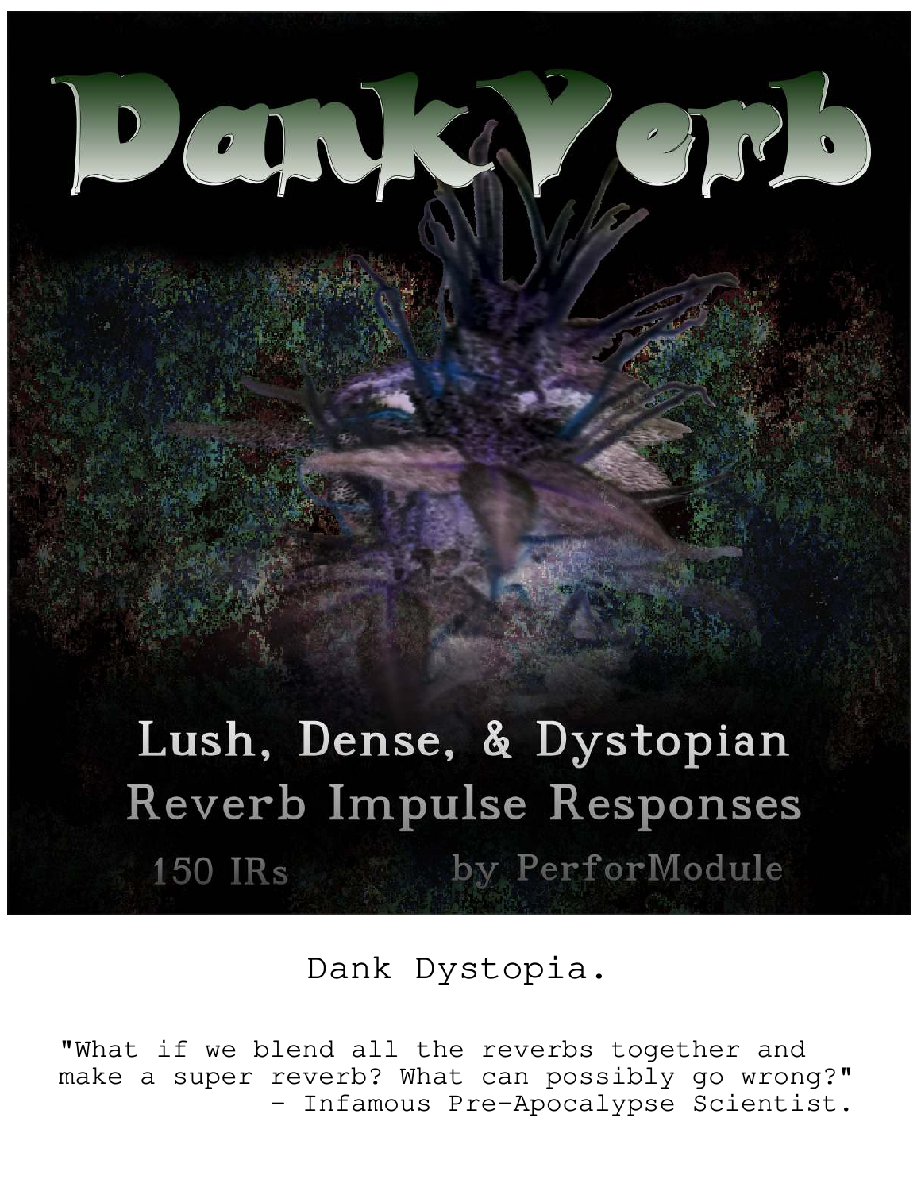# DankVerb

## Lush, Dense, & Dystopian Reverb Impulse Responses

150 IRs by PerforModule

Dank Dystopia.

"What if we blend all the reverbs together and make a super reverb? What can possibly go wrong?"
– Infamous Pre-Apocalypse Scientist.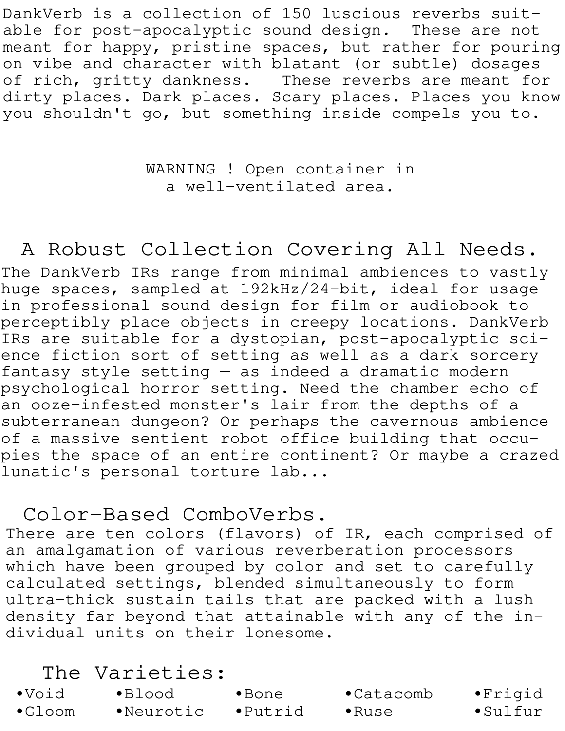DankVerb is a collection of 150 luscious reverbs suitable for post-apocalyptic sound design. These are not meant for happy, pristine spaces, but rather for pouring on vibe and character with blatant (or subtle) dosages of rich, gritty dankness. These reverbs are meant for dirty places. Dark places. Scary places. Places you know you shouldn't go, but something inside compels you to.

WARNING ! Open container in a well-ventilated area.

## A Robust Collection Covering All Needs.

The DankVerb IRs range from minimal ambiences to vastly huge spaces, sampled at 192kHz/24-bit, ideal for usage in professional sound design for film or audiobook to perceptibly place objects in creepy locations. DankVerb IRs are suitable for a dystopian, post-apocalyptic science fiction sort of setting as well as a dark sorcery fantasy style setting — as indeed a dramatic modern psychological horror setting. Need the chamber echo of an ooze-infested monster's lair from the depths of a subterranean dungeon? Or perhaps the cavernous ambience of a massive sentient robot office building that occupies the space of an entire continent? Or maybe a crazed lunatic's personal torture lab...

## Color-Based ComboVerbs.

There are ten colors (flavors) of IR, each comprised of an amalgamation of various reverberation processors which have been grouped by color and set to carefully calculated settings, blended simultaneously to form ultra-thick sustain tails that are packed with a lush density far beyond that attainable with any of the individual units on their lonesome.

## The Varieties:

- Void
- Blood
- Bone
- Catacomb
- Frigid
- Gloom
- Neurotic
- Putrid
- Ruse
- Sulfur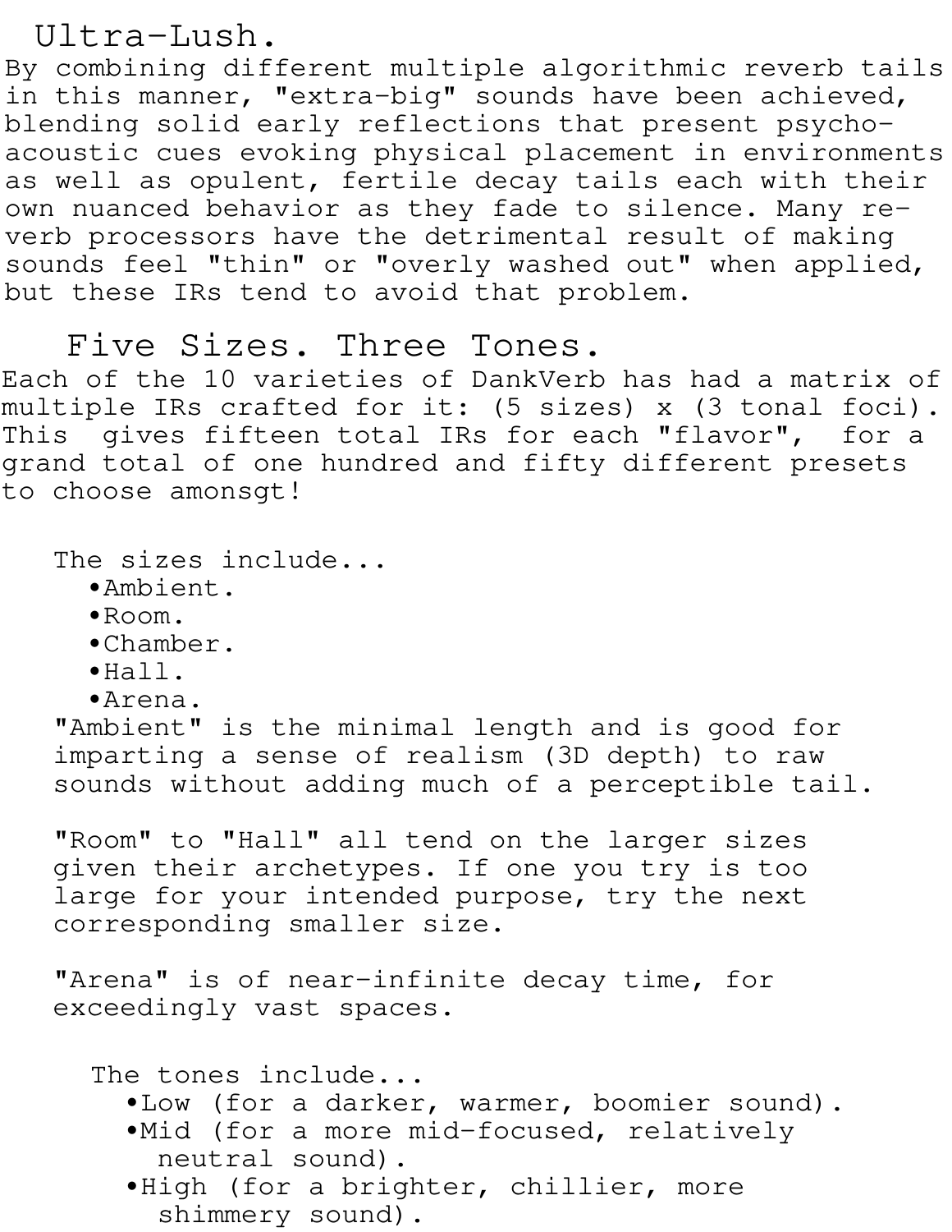## Ultra-Lush.

By combining different multiple algorithmic reverb tails in this manner, "extra-big" sounds have been achieved, blending solid early reflections that present psycho-acoustic cues evoking physical placement in environments as well as opulent, fertile decay tails each with their own nuanced behavior as they fade to silence. Many reverb processors have the detrimental result of making sounds feel "thin" or "overly washed out" when applied, but these IRs tend to avoid that problem.

## Five Sizes. Three Tones.

Each of the 10 varieties of DankVerb has had a matrix of multiple IRs crafted for it: (5 sizes) x (3 tonal foci). This gives fifteen total IRs for each "flavor", for a grand total of one hundred and fifty different presets to choose amonsgt!

The sizes include...

- Ambient.
- Room.
- Chamber.
- Hall.
- Arena.

"Ambient" is the minimal length and is good for imparting a sense of realism (3D depth) to raw sounds without adding much of a perceptible tail.

"Room" to "Hall" all tend on the larger sizes given their archetypes. If one you try is too large for your intended purpose, try the next corresponding smaller size.

"Arena" is of near-infinite decay time, for exceedingly vast spaces.

The tones include...

- Low (for a darker, warmer, boomier sound).
- Mid (for a more mid-focused, relatively neutral sound).
- High (for a brighter, chillier, more shimmery sound).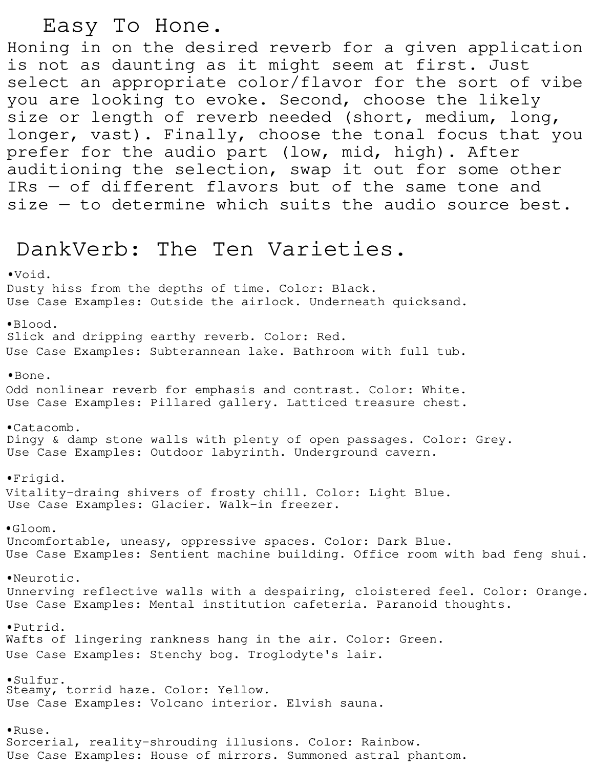## Easy To Hone.

Honing in on the desired reverb for a given application is not as daunting as it might seem at first. Just select an appropriate color/flavor for the sort of vibe you are looking to evoke. Second, choose the likely size or length of reverb needed (short, medium, long, longer, vast). Finally, choose the tonal focus that you prefer for the audio part (low, mid, high). After auditioning the selection, swap it out for some other IRs — of different flavors but of the same tone and size — to determine which suits the audio source best.

## DankVerb: The Ten Varieties.

•Void.
Dusty hiss from the depths of time. Color: Black.
Use Case Examples: Outside the airlock. Underneath quicksand.

•Blood.
Slick and dripping earthy reverb. Color: Red.
Use Case Examples: Subterannean lake. Bathroom with full tub.

•Bone.
Odd nonlinear reverb for emphasis and contrast. Color: White.
Use Case Examples: Pillared gallery. Latticed treasure chest.

•Catacomb.
Dingy & damp stone walls with plenty of open passages. Color: Grey.
Use Case Examples: Outdoor labyrinth. Underground cavern.

•Frigid.
Vitality-draing shivers of frosty chill. Color: Light Blue.
Use Case Examples: Glacier. Walk-in freezer.

•Gloom.
Uncomfortable, uneasy, oppressive spaces. Color: Dark Blue.
Use Case Examples: Sentient machine building. Office room with bad feng shui.

•Neurotic.
Unnerving reflective walls with a despairing, cloistered feel. Color: Orange.
Use Case Examples: Mental institution cafeteria. Paranoid thoughts.

•Putrid.
Wafts of lingering rankness hang in the air. Color: Green.
Use Case Examples: Stenchy bog. Troglodyte's lair.

•Sulfur.
Steamy, torrid haze. Color: Yellow.
Use Case Examples: Volcano interior. Elvish sauna.

•Ruse.
Sorcerial, reality-shrouding illusions. Color: Rainbow.
Use Case Examples: House of mirrors. Summoned astral phantom.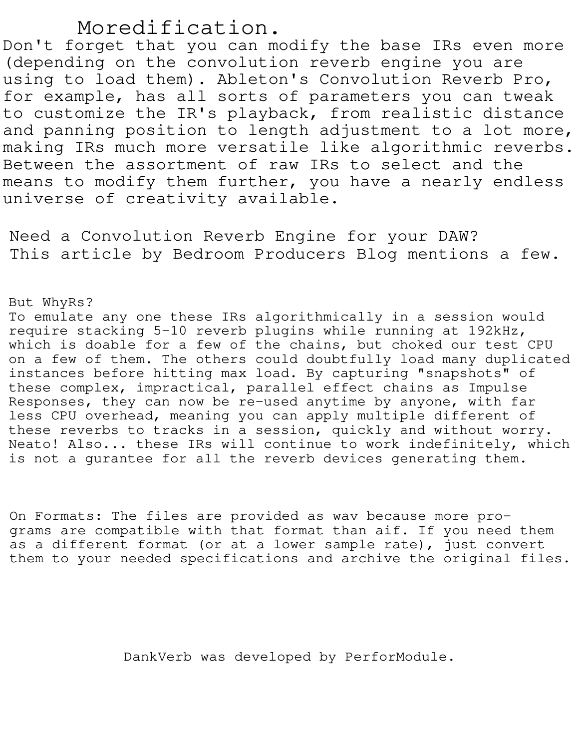# Moredification.

Don't forget that you can modify the base IRs even more (depending on the convolution reverb engine you are using to load them). Ableton's Convolution Reverb Pro, for example, has all sorts of parameters you can tweak to customize the IR's playback, from realistic distance and panning position to length adjustment to a lot more, making IRs much more versatile like algorithmic reverbs. Between the assortment of raw IRs to select and the means to modify them further, you have a nearly endless universe of creativity available.

Need a Convolution Reverb Engine for your DAW? This article by Bedroom Producers Blog mentions a few.

But WhyRs?
To emulate any one these IRs algorithmically in a session would require stacking 5-10 reverb plugins while running at 192kHz, which is doable for a few of the chains, but choked our test CPU on a few of them. The others could doubtfully load many duplicated instances before hitting max load. By capturing "snapshots" of these complex, impractical, parallel effect chains as Impulse Responses, they can now be re-used anytime by anyone, with far less CPU overhead, meaning you can apply multiple different of these reverbs to tracks in a session, quickly and without worry. Neato! Also... these IRs will continue to work indefinitely, which is not a gurantee for all the reverb devices generating them.

On Formats: The files are provided as wav because more programs are compatible with that format than aif. If you need them as a different format (or at a lower sample rate), just convert them to your needed specifications and archive the original files.

DankVerb was developed by PerforModule.